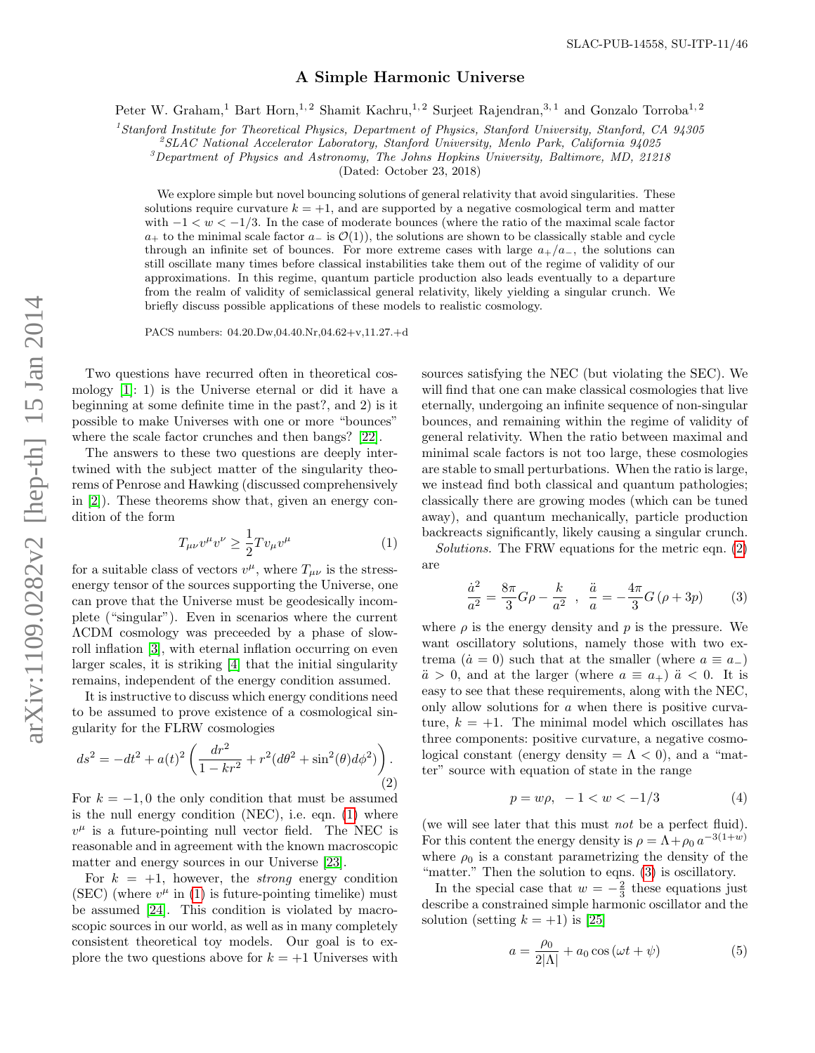SLAC-PUB-14558, SU-ITP-11/46

# A Simple Harmonic Universe

Peter W. Graham,[1] Bart Horn,[1,2] Shamit Kachru,[1,2] Surjeet Rajendran,[3,1] and Gonzalo Torroba[1,2]

[1] *Stanford Institute for Theoretical Physics, Department of Physics, Stanford University, Stanford, CA 94305*
[2] *SLAC National Accelerator Laboratory, Stanford University, Menlo Park, California 94025*
[3] *Department of Physics and Astronomy, The Johns Hopkins University, Baltimore, MD, 21218*

(Dated: October 23, 2018)

We explore simple but novel bouncing solutions of general relativity that avoid singularities. These solutions require curvature $k = +1$, and are supported by a negative cosmological term and matter with $-1 < w < -1/3$. In the case of moderate bounces (where the ratio of the maximal scale factor $a_+$ to the minimal scale factor $a_-$ is $\mathcal{O}(1)$), the solutions are shown to be classically stable and cycle through an infinite set of bounces. For more extreme cases with large $a_+/a_-$, the solutions can still oscillate many times before classical instabilities take them out of the regime of validity of our approximations. In this regime, quantum particle production also leads eventually to a departure from the realm of validity of semiclassical general relativity, likely yielding a singular crunch. We briefly discuss possible applications of these models to realistic cosmology.

PACS numbers: 04.20.Dw,04.40.Nr,04.62+v,11.27.+d

Two questions have recurred often in theoretical cosmology [1]: 1) is the Universe eternal or did it have a beginning at some definite time in the past?, and 2) is it possible to make Universes with one or more "bounces" where the scale factor crunches and then bangs? [22].

The answers to these two questions are deeply intertwined with the subject matter of the singularity theorems of Penrose and Hawking (discussed comprehensively in [2]). These theorems show that, given an energy condition of the form

$$T_{\mu\nu}v^\mu v^\nu \geq \frac{1}{2}T v_\mu v^\mu \tag{1}$$

for a suitable class of vectors $v^\mu$, where $T_{\mu\nu}$ is the stress-energy tensor of the sources supporting the Universe, one can prove that the Universe must be geodesically incomplete ("singular"). Even in scenarios where the current ΛCDM cosmology was preceeded by a phase of slow-roll inflation [3], with eternal inflation occurring on even larger scales, it is striking [4] that the initial singularity remains, independent of the energy condition assumed.

It is instructive to discuss which energy conditions need to be assumed to prove existence of a cosmological singularity for the FLRW cosmologies

$$ds^2 = -dt^2 + a(t)^2\left(\frac{dr^2}{1-kr^2} + r^2(d\theta^2 + \sin^2(\theta)d\phi^2)\right). \tag{2}$$

For $k = -1, 0$ the only condition that must be assumed is the null energy condition (NEC), i.e. eqn. (1) where $v^\mu$ is a future-pointing null vector field. The NEC is reasonable and in agreement with the known macroscopic matter and energy sources in our Universe [23].

For $k = +1$, however, the *strong* energy condition (SEC) (where $v^\mu$ in (1) is future-pointing timelike) must be assumed [24]. This condition is violated by macroscopic sources in our world, as well as in many completely consistent theoretical toy models. Our goal is to explore the two questions above for $k = +1$ Universes with sources satisfying the NEC (but violating the SEC). We will find that one can make classical cosmologies that live eternally, undergoing an infinite sequence of non-singular bounces, and remaining within the regime of validity of general relativity. When the ratio between maximal and minimal scale factors is not too large, these cosmologies are stable to small perturbations. When the ratio is large, we instead find both classical and quantum pathologies; classically there are growing modes (which can be tuned away), and quantum mechanically, particle production backreacts significantly, likely causing a singular crunch.

*Solutions.* The FRW equations for the metric eqn. (2) are

$$\frac{\dot{a}^2}{a^2} = \frac{8\pi}{3}G\rho - \frac{k}{a^2} \;\;,\;\; \frac{\ddot{a}}{a} = -\frac{4\pi}{3}G\left(\rho + 3p\right) \tag{3}$$

where $\rho$ is the energy density and $p$ is the pressure. We want oscillatory solutions, namely those with two extrema ($\dot{a} = 0$) such that at the smaller (where $a \equiv a_-$) $\ddot{a} > 0$, and at the larger (where $a \equiv a_+$) $\ddot{a} < 0$. It is easy to see that these requirements, along with the NEC, only allow solutions for $a$ when there is positive curvature, $k = +1$. The minimal model which oscillates has three components: positive curvature, a negative cosmological constant (energy density $= \Lambda < 0$), and a "matter" source with equation of state in the range

$$p = w\rho, \;\; -1 < w < -1/3 \tag{4}$$

(we will see later that this must *not* be a perfect fluid). For this content the energy density is $\rho = \Lambda + \rho_0\, a^{-3(1+w)}$ where $\rho_0$ is a constant parametrizing the density of the "matter." Then the solution to eqns. (3) is oscillatory.

In the special case that $w = -\frac{2}{3}$ these equations just describe a constrained simple harmonic oscillator and the solution (setting $k = +1$) is [25]

$$a = \frac{\rho_0}{2|\Lambda|} + a_0\cos\left(\omega t + \psi\right) \tag{5}$$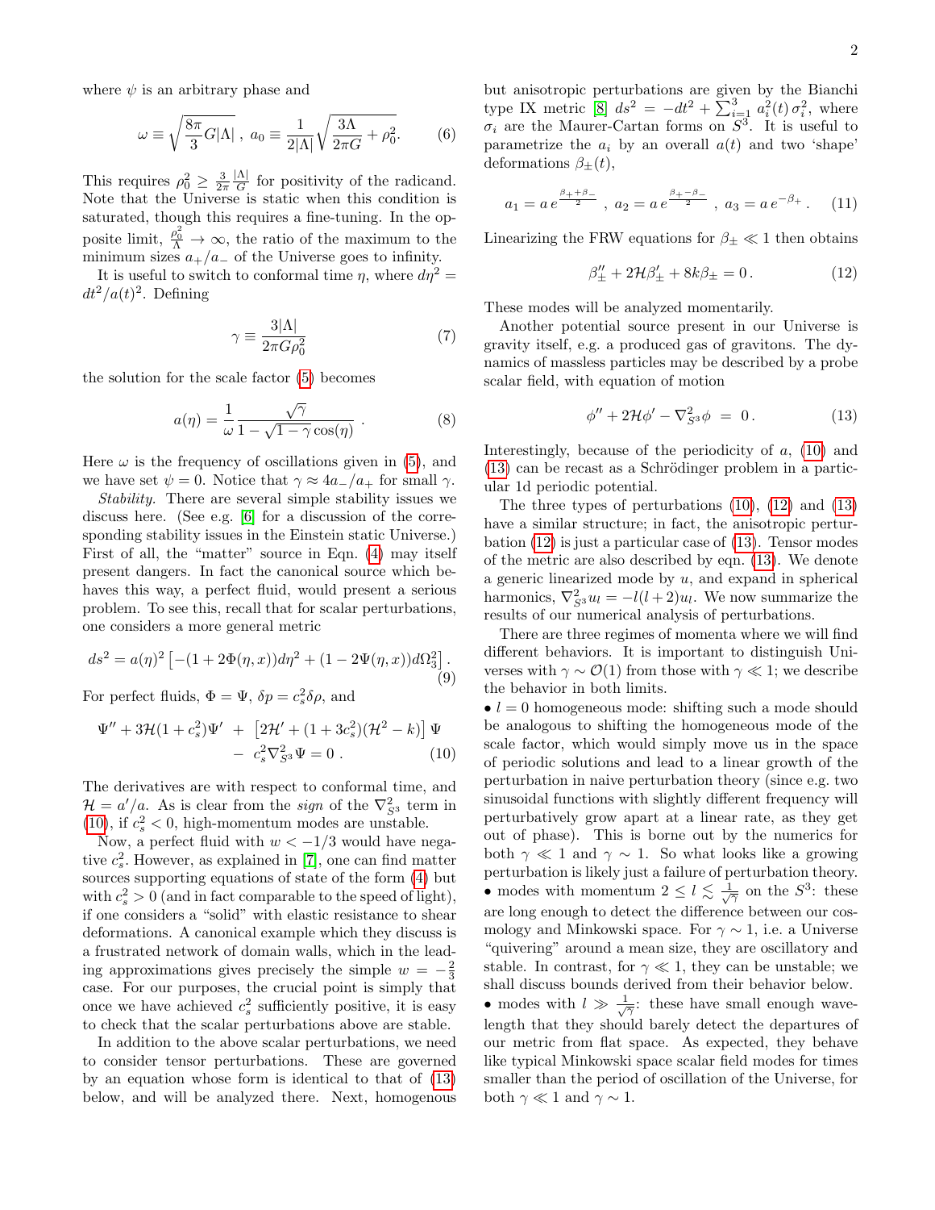where $\psi$ is an arbitrary phase and

$$\omega \equiv \sqrt{\frac{8\pi}{3}G|\Lambda|}\ ,\ a_0 \equiv \frac{1}{2|\Lambda|}\sqrt{\frac{3\Lambda}{2\pi G}+\rho_0^2}. \tag{6}$$

This requires $\rho_0^2 \geq \frac{3}{2\pi}\frac{|\Lambda|}{G}$ for positivity of the radicand. Note that the Universe is static when this condition is saturated, though this requires a fine-tuning. In the opposite limit, $\frac{\rho_0^2}{\Lambda} \to \infty$, the ratio of the maximum to the minimum sizes $a_+/a_-$ of the Universe goes to infinity.

It is useful to switch to conformal time $\eta$, where $d\eta^2 = dt^2/a(t)^2$. Defining

$$\gamma \equiv \frac{3|\Lambda|}{2\pi G \rho_0^2} \tag{7}$$

the solution for the scale factor (5) becomes

$$a(\eta) = \frac{1}{\omega}\frac{\sqrt{\gamma}}{1-\sqrt{1-\gamma}\cos(\eta)}\ . \tag{8}$$

Here $\omega$ is the frequency of oscillations given in (5), and we have set $\psi = 0$. Notice that $\gamma \approx 4a_-/a_+$ for small $\gamma$.

*Stability.* There are several simple stability issues we discuss here. (See e.g. [6] for a discussion of the corresponding stability issues in the Einstein static Universe.) First of all, the "matter" source in Eqn. (4) may itself present dangers. In fact the canonical source which behaves this way, a perfect fluid, would present a serious problem. To see this, recall that for scalar perturbations, one considers a more general metric

$$ds^2 = a(\eta)^2\left[-(1+2\Phi(\eta,x))d\eta^2 + (1-2\Psi(\eta,x))d\Omega_3^2\right]. \tag{9}$$

For perfect fluids, $\Phi = \Psi$, $\delta p = c_s^2\delta\rho$, and

$$\Psi'' + 3\mathcal{H}(1+c_s^2)\Psi' \ +\ \left[2\mathcal{H}' + (1+3c_s^2)(\mathcal{H}^2-k)\right]\Psi \\ -\ c_s^2\nabla^2_{S^3}\Psi = 0\ . \tag{10}$$

The derivatives are with respect to conformal time, and $\mathcal{H} = a'/a$. As is clear from the *sign* of the $\nabla^2_{S^3}$ term in (10), if $c_s^2 < 0$, high-momentum modes are unstable.

Now, a perfect fluid with $w < -1/3$ would have negative $c_s^2$. However, as explained in [7], one can find matter sources supporting equations of state of the form (4) but with $c_s^2 > 0$ (and in fact comparable to the speed of light), if one considers a "solid" with elastic resistance to shear deformations. A canonical example which they discuss is a frustrated network of domain walls, which in the leading approximations gives precisely the simple $w = -\frac{2}{3}$ case. For our purposes, the crucial point is simply that once we have achieved $c_s^2$ sufficiently positive, it is easy to check that the scalar perturbations above are stable.

In addition to the above scalar perturbations, we need to consider tensor perturbations. These are governed by an equation whose form is identical to that of (13) below, and will be analyzed there. Next, homogenous but anisotropic perturbations are given by the Bianchi type IX metric [8] $ds^2 = -dt^2 + \sum_{i=1}^3 a_i^2(t)\,\sigma_i^2$, where $\sigma_i$ are the Maurer-Cartan forms on $S^3$. It is useful to parametrize the $a_i$ by an overall $a(t)$ and two 'shape' deformations $\beta_\pm(t)$,

$$a_1 = a\, e^{\frac{\beta_+ + \beta_-}{2}}\ ,\ a_2 = a\, e^{\frac{\beta_+ - \beta_-}{2}}\ ,\ a_3 = a\, e^{-\beta_+}\,. \tag{11}$$

Linearizing the FRW equations for $\beta_\pm \ll 1$ then obtains

$$\beta_\pm'' + 2\mathcal{H}\beta_\pm' + 8k\beta_\pm = 0\,. \tag{12}$$

These modes will be analyzed momentarily.

Another potential source present in our Universe is gravity itself, e.g. a produced gas of gravitons. The dynamics of massless particles may be described by a probe scalar field, with equation of motion

$$\phi'' + 2\mathcal{H}\phi' - \nabla^2_{S^3}\phi \ =\ 0\,. \tag{13}$$

Interestingly, because of the periodicity of $a$, (10) and (13) can be recast as a Schrödinger problem in a particular 1d periodic potential.

The three types of perturbations (10), (12) and (13) have a similar structure; in fact, the anisotropic perturbation (12) is just a particular case of (13). Tensor modes of the metric are also described by eqn. (13). We denote a generic linearized mode by $u$, and expand in spherical harmonics, $\nabla^2_{S^3}u_l = -l(l+2)u_l$. We now summarize the results of our numerical analysis of perturbations.

There are three regimes of momenta where we will find different behaviors. It is important to distinguish Universes with $\gamma \sim \mathcal{O}(1)$ from those with $\gamma \ll 1$; we describe the behavior in both limits.

- $l = 0$ homogeneous mode: shifting such a mode should be analogous to shifting the homogeneous mode of the scale factor, which would simply move us in the space of periodic solutions and lead to a linear growth of the perturbation in naive perturbation theory (since e.g. two sinusoidal functions with slightly different frequency will perturbatively grow apart at a linear rate, as they get out of phase). This is borne out by the numerics for both $\gamma \ll 1$ and $\gamma \sim 1$. So what looks like a growing perturbation is likely just a failure of perturbation theory.
- modes with momentum $2 \leq l \lesssim \frac{1}{\sqrt{\gamma}}$ on the $S^3$: these are long enough to detect the difference between our cosmology and Minkowski space. For $\gamma \sim 1$, i.e. a Universe "quivering" around a mean size, they are oscillatory and stable. In contrast, for $\gamma \ll 1$, they can be unstable; we shall discuss bounds derived from their behavior below.
- modes with $l \gg \frac{1}{\sqrt{\gamma}}$: these have small enough wavelength that they should barely detect the departures of our metric from flat space. As expected, they behave like typical Minkowski space scalar field modes for times smaller than the period of oscillation of the Universe, for both $\gamma \ll 1$ and $\gamma \sim 1$.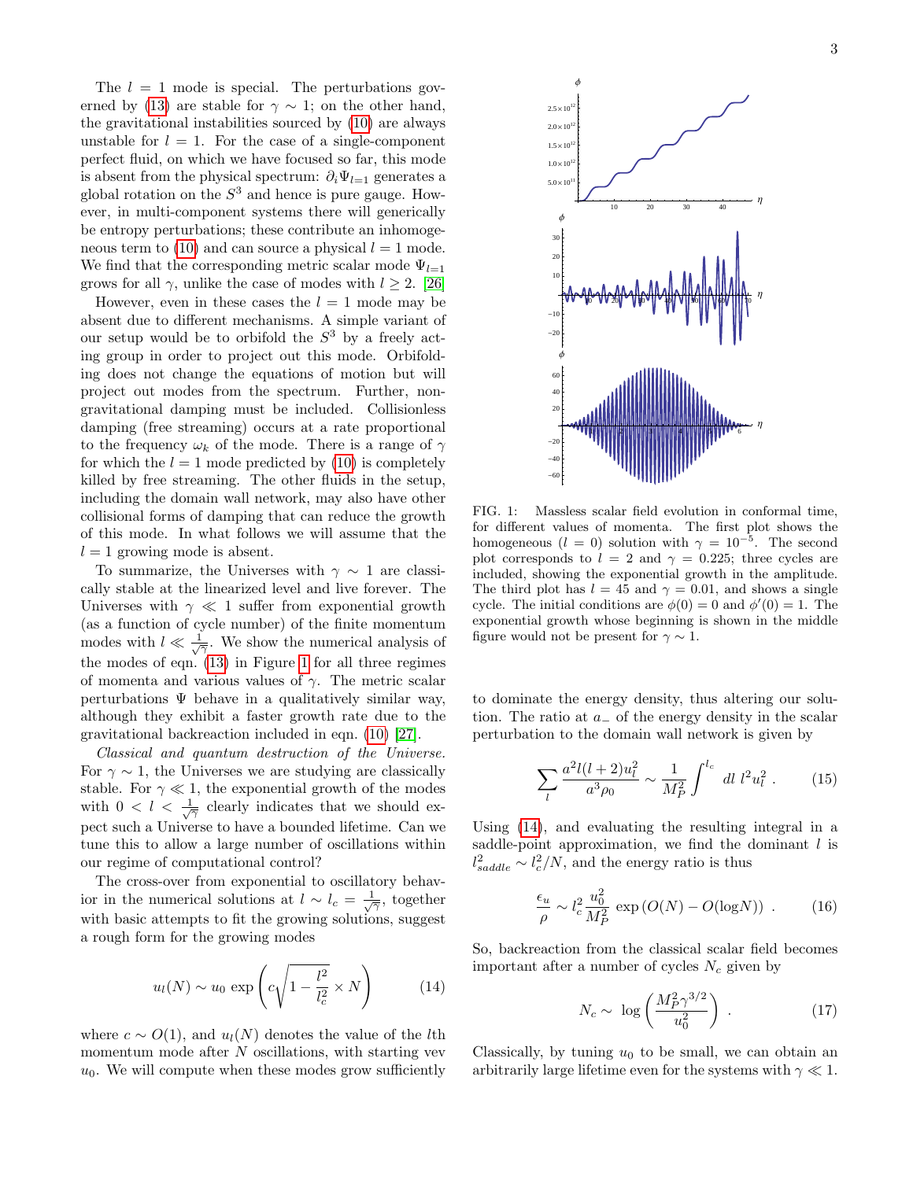The $l = 1$ mode is special. The perturbations governed by (13) are stable for $\gamma \sim 1$; on the other hand, the gravitational instabilities sourced by (10) are always unstable for $l = 1$. For the case of a single-component perfect fluid, on which we have focused so far, this mode is absent from the physical spectrum: $\partial_i \Psi_{l=1}$ generates a global rotation on the $S^3$ and hence is pure gauge. However, in multi-component systems there will generically be entropy perturbations; these contribute an inhomogeneous term to (10) and can source a physical $l = 1$ mode. We find that the corresponding metric scalar mode $\Psi_{l=1}$ grows for all $\gamma$, unlike the case of modes with $l \geq 2$. [26]

However, even in these cases the $l = 1$ mode may be absent due to different mechanisms. A simple variant of our setup would be to orbifold the $S^3$ by a freely acting group in order to project out this mode. Orbifolding does not change the equations of motion but will project out modes from the spectrum. Further, non-gravitational damping must be included. Collisionless damping (free streaming) occurs at a rate proportional to the frequency $\omega_k$ of the mode. There is a range of $\gamma$ for which the $l = 1$ mode predicted by (10) is completely killed by free streaming. The other fluids in the setup, including the domain wall network, may also have other collisional forms of damping that can reduce the growth of this mode. In what follows we will assume that the $l = 1$ growing mode is absent.

To summarize, the Universes with $\gamma \sim 1$ are classically stable at the linearized level and live forever. The Universes with $\gamma \ll 1$ suffer from exponential growth (as a function of cycle number) of the finite momentum modes with $l \ll \frac{1}{\sqrt{\gamma}}$. We show the numerical analysis of the modes of eqn. (13) in Figure 1 for all three regimes of momenta and various values of $\gamma$. The metric scalar perturbations $\Psi$ behave in a qualitatively similar way, although they exhibit a faster growth rate due to the gravitational backreaction included in eqn. (10) [27].

*Classical and quantum destruction of the Universe.* For $\gamma \sim 1$, the Universes we are studying are classically stable. For $\gamma \ll 1$, the exponential growth of the modes with $0 < l < \frac{1}{\sqrt{\gamma}}$ clearly indicates that we should expect such a Universe to have a bounded lifetime. Can we tune this to allow a large number of oscillations within our regime of computational control?

The cross-over from exponential to oscillatory behavior in the numerical solutions at $l \sim l_c = \frac{1}{\sqrt{\gamma}}$, together with basic attempts to fit the growing solutions, suggest a rough form for the growing modes

$$u_l(N) \sim u_0 \, \exp\left(c\sqrt{1 - \frac{l^2}{l_c^2}} \times N\right) \qquad (14)$$

where $c \sim O(1)$, and $u_l(N)$ denotes the value of the $l$th momentum mode after $N$ oscillations, with starting vev $u_0$. We will compute when these modes grow sufficiently to dominate the energy density, thus altering our solution. The ratio at $a_-$ of the energy density in the scalar perturbation to the domain wall network is given by

$$\sum_l \frac{a^2 l(l+2) u_l^2}{a^3 \rho_0} \sim \frac{1}{M_P^2} \int^{l_c} dl \; l^2 u_l^2 \; . \qquad (15)$$

Using (14), and evaluating the resulting integral in a saddle-point approximation, we find the dominant $l$ is $l_{saddle}^2 \sim l_c^2/N$, and the energy ratio is thus

$$\frac{\epsilon_u}{\rho} \sim l_c^2 \frac{u_0^2}{M_P^2} \exp\left(O(N) - O(\log N)\right) \; . \qquad (16)$$

So, backreaction from the classical scalar field becomes important after a number of cycles $N_c$ given by

$$N_c \sim \; \log\left(\frac{M_P^2 \gamma^{3/2}}{u_0^2}\right) \; . \qquad (17)$$

Classically, by tuning $u_0$ to be small, we can obtain an arbitrarily large lifetime even for the systems with $\gamma \ll 1$.

FIG. 1: Massless scalar field evolution in conformal time, for different values of momenta. The first plot shows the homogeneous ($l = 0$) solution with $\gamma = 10^{-5}$. The second plot corresponds to $l = 2$ and $\gamma = 0.225$; three cycles are included, showing the exponential growth in the amplitude. The third plot has $l = 45$ and $\gamma = 0.01$, and shows a single cycle. The initial conditions are $\phi(0) = 0$ and $\phi'(0) = 1$. The exponential growth whose beginning is shown in the middle figure would not be present for $\gamma \sim 1$.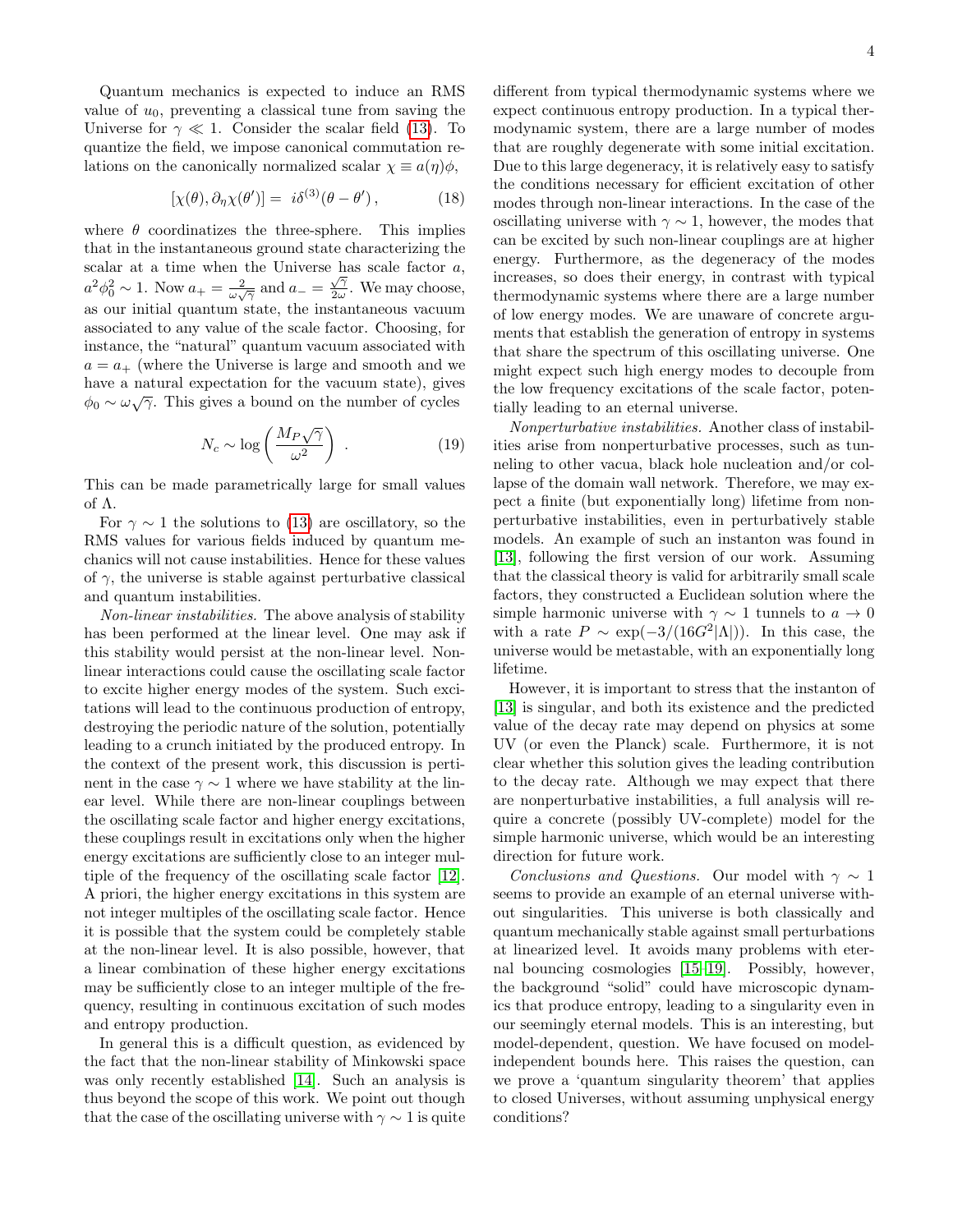Quantum mechanics is expected to induce an RMS value of $u_0$, preventing a classical tune from saving the Universe for $\gamma \ll 1$. Consider the scalar field (13). To quantize the field, we impose canonical commutation relations on the canonically normalized scalar $\chi \equiv a(\eta)\phi$,

$$[\chi(\theta), \partial_\eta \chi(\theta')] = \; i\delta^{(3)}(\theta - \theta') \,, \tag{18}$$

where $\theta$ coordinatizes the three-sphere. This implies that in the instantaneous ground state characterizing the scalar at a time when the Universe has scale factor $a$, $a^2\phi_0^2 \sim 1$. Now $a_+ = \frac{2}{\omega\sqrt{\gamma}}$ and $a_- = \frac{\sqrt{\gamma}}{2\omega}$. We may choose, as our initial quantum state, the instantaneous vacuum associated to any value of the scale factor. Choosing, for instance, the "natural" quantum vacuum associated with $a = a_+$ (where the Universe is large and smooth and we have a natural expectation for the vacuum state), gives $\phi_0 \sim \omega\sqrt{\gamma}$. This gives a bound on the number of cycles

$$N_c \sim \log\left(\frac{M_P\sqrt{\gamma}}{\omega^2}\right) \,. \tag{19}$$

This can be made parametrically large for small values of $\Lambda$.

For $\gamma \sim 1$ the solutions to (13) are oscillatory, so the RMS values for various fields induced by quantum mechanics will not cause instabilities. Hence for these values of $\gamma$, the universe is stable against perturbative classical and quantum instabilities.

*Non-linear instabilities.* The above analysis of stability has been performed at the linear level. One may ask if this stability would persist at the non-linear level. Non-linear interactions could cause the oscillating scale factor to excite higher energy modes of the system. Such excitations will lead to the continuous production of entropy, destroying the periodic nature of the solution, potentially leading to a crunch initiated by the produced entropy. In the context of the present work, this discussion is pertinent in the case $\gamma \sim 1$ where we have stability at the linear level. While there are non-linear couplings between the oscillating scale factor and higher energy excitations, these couplings result in excitations only when the higher energy excitations are sufficiently close to an integer multiple of the frequency of the oscillating scale factor [12]. A priori, the higher energy excitations in this system are not integer multiples of the oscillating scale factor. Hence it is possible that the system could be completely stable at the non-linear level. It is also possible, however, that a linear combination of these higher energy excitations may be sufficiently close to an integer multiple of the frequency, resulting in continuous excitation of such modes and entropy production.

In general this is a difficult question, as evidenced by the fact that the non-linear stability of Minkowski space was only recently established [14]. Such an analysis is thus beyond the scope of this work. We point out though that the case of the oscillating universe with $\gamma \sim 1$ is quite different from typical thermodynamic systems where we expect continuous entropy production. In a typical thermodynamic system, there are a large number of modes that are roughly degenerate with some initial excitation. Due to this large degeneracy, it is relatively easy to satisfy the conditions necessary for efficient excitation of other modes through non-linear interactions. In the case of the oscillating universe with $\gamma \sim 1$, however, the modes that can be excited by such non-linear couplings are at higher energy. Furthermore, as the degeneracy of the modes increases, so does their energy, in contrast with typical thermodynamic systems where there are a large number of low energy modes. We are unaware of concrete arguments that establish the generation of entropy in systems that share the spectrum of this oscillating universe. One might expect such high energy modes to decouple from the low frequency excitations of the scale factor, potentially leading to an eternal universe.

*Nonperturbative instabilities.* Another class of instabilities arise from nonperturbative processes, such as tunneling to other vacua, black hole nucleation and/or collapse of the domain wall network. Therefore, we may expect a finite (but exponentially long) lifetime from nonperturbative instabilities, even in perturbatively stable models. An example of such an instanton was found in [13], following the first version of our work. Assuming that the classical theory is valid for arbitrarily small scale factors, they constructed a Euclidean solution where the simple harmonic universe with $\gamma \sim 1$ tunnels to $a \to 0$ with a rate $P \sim \exp(-3/(16G^2|\Lambda|))$. In this case, the universe would be metastable, with an exponentially long lifetime.

However, it is important to stress that the instanton of [13] is singular, and both its existence and the predicted value of the decay rate may depend on physics at some UV (or even the Planck) scale. Furthermore, it is not clear whether this solution gives the leading contribution to the decay rate. Although we may expect that there are nonperturbative instabilities, a full analysis will require a concrete (possibly UV-complete) model for the simple harmonic universe, which would be an interesting direction for future work.

*Conclusions and Questions.* Our model with $\gamma \sim 1$ seems to provide an example of an eternal universe without singularities. This universe is both classically and quantum mechanically stable against small perturbations at linearized level. It avoids many problems with eternal bouncing cosmologies [15–19]. Possibly, however, the background "solid" could have microscopic dynamics that produce entropy, leading to a singularity even in our seemingly eternal models. This is an interesting, but model-dependent, question. We have focused on model-independent bounds here. This raises the question, can we prove a 'quantum singularity theorem' that applies to closed Universes, without assuming unphysical energy conditions?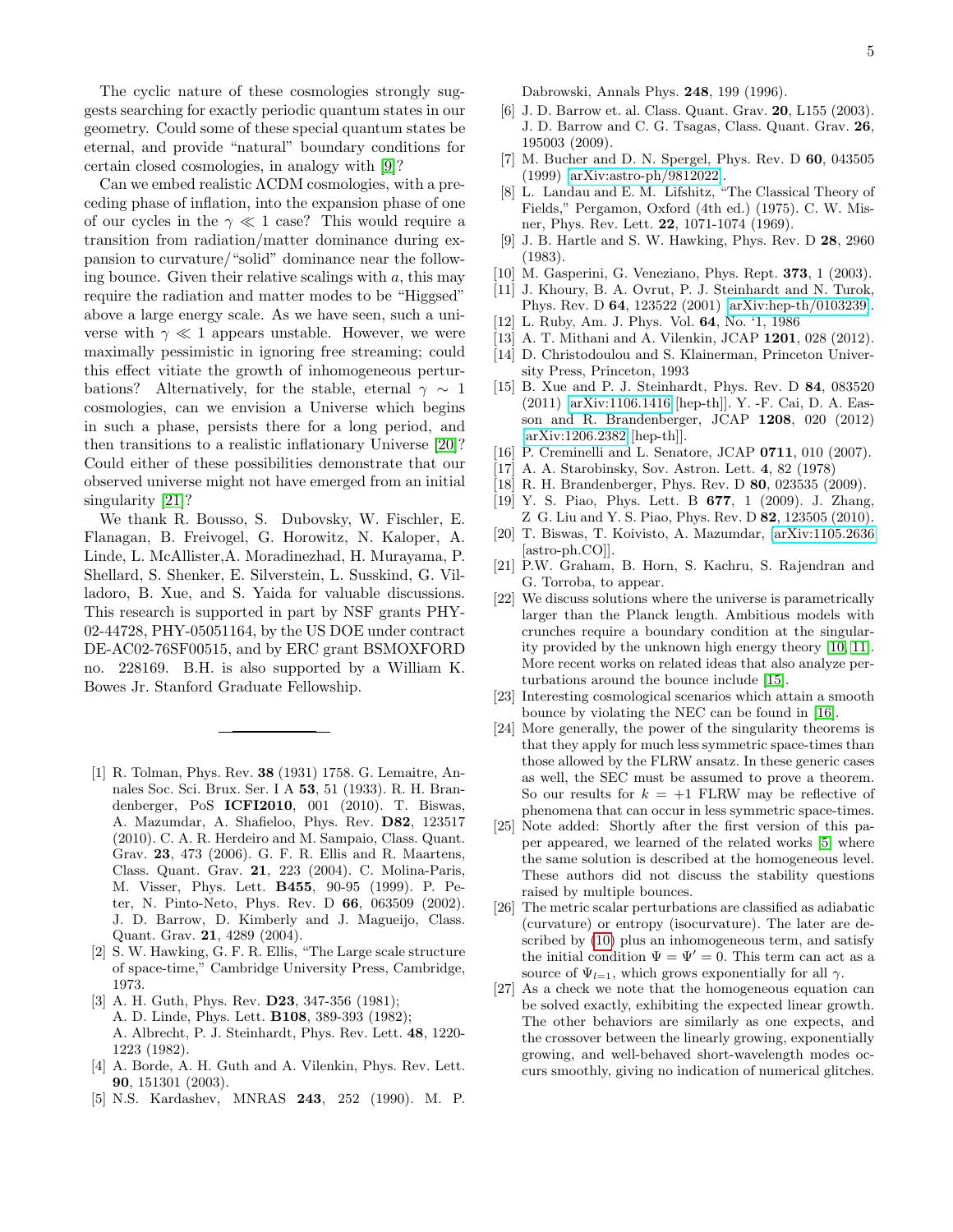The cyclic nature of these cosmologies strongly suggests searching for exactly periodic quantum states in our geometry. Could some of these special quantum states be eternal, and provide "natural" boundary conditions for certain closed cosmologies, in analogy with [9]?

Can we embed realistic ΛCDM cosmologies, with a preceding phase of inflation, into the expansion phase of one of our cycles in the $\gamma \ll 1$ case? This would require a transition from radiation/matter dominance during expansion to curvature/"solid" dominance near the following bounce. Given their relative scalings with $a$, this may require the radiation and matter modes to be "Higgsed" above a large energy scale. As we have seen, such a universe with $\gamma \ll 1$ appears unstable. However, we were maximally pessimistic in ignoring free streaming; could this effect vitiate the growth of inhomogeneous perturbations? Alternatively, for the stable, eternal $\gamma \sim 1$ cosmologies, can we envision a Universe which begins in such a phase, persists there for a long period, and then transitions to a realistic inflationary Universe [20]? Could either of these possibilities demonstrate that our observed universe might not have emerged from an initial singularity [21]?

We thank R. Bousso, S. Dubovsky, W. Fischler, E. Flanagan, B. Freivogel, G. Horowitz, N. Kaloper, A. Linde, L. McAllister,A. Moradinezhad, H. Murayama, P. Shellard, S. Shenker, E. Silverstein, L. Susskind, G. Villadoro, B. Xue, and S. Yaida for valuable discussions. This research is supported in part by NSF grants PHY-02-44728, PHY-05051164, by the US DOE under contract DE-AC02-76SF00515, and by ERC grant BSMOXFORD no. 228169. B.H. is also supported by a William K. Bowes Jr. Stanford Graduate Fellowship.

---

[1] R. Tolman, Phys. Rev. **38** (1931) 1758. G. Lemaitre, Annales Soc. Sci. Brux. Ser. I A **53**, 51 (1933). R. H. Brandenberger, PoS **ICFI2010**, 001 (2010). T. Biswas, A. Mazumdar, A. Shafieloo, Phys. Rev. **D82**, 123517 (2010). C. A. R. Herdeiro and M. Sampaio, Class. Quant. Grav. **23**, 473 (2006). G. F. R. Ellis and R. Maartens, Class. Quant. Grav. **21**, 223 (2004). C. Molina-Paris, M. Visser, Phys. Lett. **B455**, 90-95 (1999). P. Peter, N. Pinto-Neto, Phys. Rev. D **66**, 063509 (2002). J. D. Barrow, D. Kimberly and J. Magueijo, Class. Quant. Grav. **21**, 4289 (2004).

[2] S. W. Hawking, G. F. R. Ellis, "The Large scale structure of space-time," Cambridge University Press, Cambridge, 1973.

[3] A. H. Guth, Phys. Rev. **D23**, 347-356 (1981); A. D. Linde, Phys. Lett. **B108**, 389-393 (1982); A. Albrecht, P. J. Steinhardt, Phys. Rev. Lett. **48**, 1220-1223 (1982).

[4] A. Borde, A. H. Guth and A. Vilenkin, Phys. Rev. Lett. **90**, 151301 (2003).

[5] N.S. Kardashev, MNRAS **243**, 252 (1990). M. P. Dabrowski, Annals Phys. **248**, 199 (1996).

[6] J. D. Barrow et. al. Class. Quant. Grav. **20**, L155 (2003). J. D. Barrow and C. G. Tsagas, Class. Quant. Grav. **26**, 195003 (2009).

[7] M. Bucher and D. N. Spergel, Phys. Rev. D **60**, 043505 (1999) [arXiv:astro-ph/9812022].

[8] L. Landau and E. M. Lifshitz, "The Classical Theory of Fields," Pergamon, Oxford (4th ed.) (1975). C. W. Misner, Phys. Rev. Lett. **22**, 1071-1074 (1969).

[9] J. B. Hartle and S. W. Hawking, Phys. Rev. D **28**, 2960 (1983).

[10] M. Gasperini, G. Veneziano, Phys. Rept. **373**, 1 (2003).

[11] J. Khoury, B. A. Ovrut, P. J. Steinhardt and N. Turok, Phys. Rev. D **64**, 123522 (2001) [arXiv:hep-th/0103239].

[12] L. Ruby, Am. J. Phys. Vol. **64**, No. '1, 1986

[13] A. T. Mithani and A. Vilenkin, JCAP **1201**, 028 (2012).

[14] D. Christodoulou and S. Klainerman, Princeton University Press, Princeton, 1993

[15] B. Xue and P. J. Steinhardt, Phys. Rev. D **84**, 083520 (2011) [arXiv:1106.1416 [hep-th]]. Y. -F. Cai, D. A. Easson and R. Brandenberger, JCAP **1208**, 020 (2012) [arXiv:1206.2382 [hep-th]].

[16] P. Creminelli and L. Senatore, JCAP **0711**, 010 (2007).

[17] A. A. Starobinsky, Sov. Astron. Lett. **4**, 82 (1978)

[18] R. H. Brandenberger, Phys. Rev. D **80**, 023535 (2009).

[19] Y. S. Piao, Phys. Lett. B **677**, 1 (2009). J. Zhang, Z G. Liu and Y. S. Piao, Phys. Rev. D **82**, 123505 (2010).

[20] T. Biswas, T. Koivisto, A. Mazumdar, [arXiv:1105.2636 [astro-ph.CO]].

[21] P.W. Graham, B. Horn, S. Kachru, S. Rajendran and G. Torroba, to appear.

[22] We discuss solutions where the universe is parametrically larger than the Planck length. Ambitious models with crunches require a boundary condition at the singularity provided by the unknown high energy theory [10, 11]. More recent works on related ideas that also analyze perturbations around the bounce include [15].

[23] Interesting cosmological scenarios which attain a smooth bounce by violating the NEC can be found in [16].

[24] More generally, the power of the singularity theorems is that they apply for much less symmetric space-times than those allowed by the FLRW ansatz. In these generic cases as well, the SEC must be assumed to prove a theorem. So our results for $k = +1$ FLRW may be reflective of phenomena that can occur in less symmetric space-times.

[25] Note added: Shortly after the first version of this paper appeared, we learned of the related works [5] where the same solution is described at the homogeneous level. These authors did not discuss the stability questions raised by multiple bounces.

[26] The metric scalar perturbations are classified as adiabatic (curvature) or entropy (isocurvature). The later are described by (10) plus an inhomogeneous term, and satisfy the initial condition $\Psi = \Psi' = 0$. This term can act as a source of $\Psi_{l=1}$, which grows exponentially for all $\gamma$.

[27] As a check we note that the homogeneous equation can be solved exactly, exhibiting the expected linear growth. The other behaviors are similarly as one expects, and the crossover between the linearly growing, exponentially growing, and well-behaved short-wavelength modes occurs smoothly, giving no indication of numerical glitches.